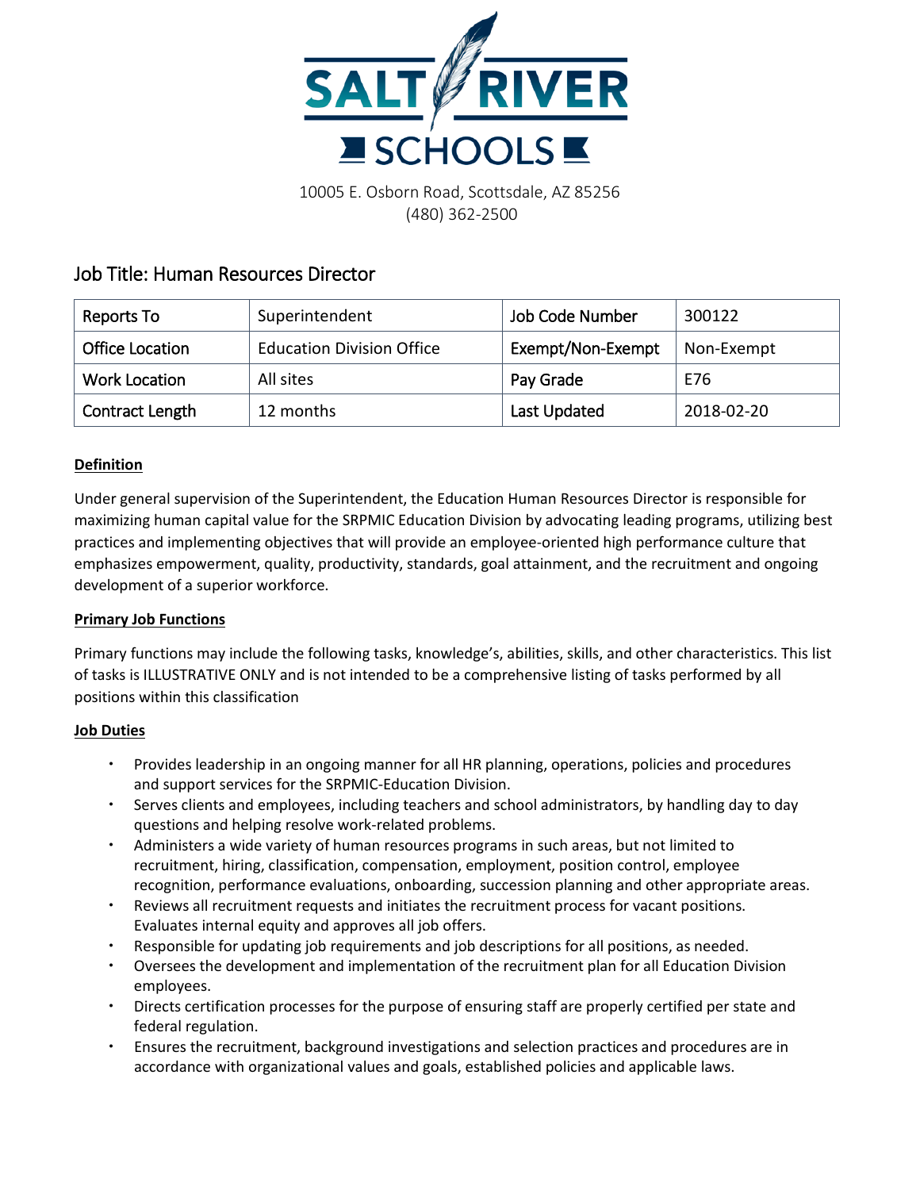# SALT RIVER SCHOOLS

10005 E. Osborn Road, Scottsdale, AZ 85256
(480) 362-2500

## Job Title: Human Resources Director

| Reports To | Superintendent | Job Code Number | 300122 |
|---|---|---|---|
| Office Location | Education Division Office | Exempt/Non-Exempt | Non-Exempt |
| Work Location | All sites | Pay Grade | E76 |
| Contract Length | 12 months | Last Updated | 2018-02-20 |

**Definition**

Under general supervision of the Superintendent, the Education Human Resources Director is responsible for maximizing human capital value for the SRPMIC Education Division by advocating leading programs, utilizing best practices and implementing objectives that will provide an employee-oriented high performance culture that emphasizes empowerment, quality, productivity, standards, goal attainment, and the recruitment and ongoing development of a superior workforce.

**Primary Job Functions**

Primary functions may include the following tasks, knowledge's, abilities, skills, and other characteristics. This list of tasks is ILLUSTRATIVE ONLY and is not intended to be a comprehensive listing of tasks performed by all positions within this classification

**Job Duties**

- Provides leadership in an ongoing manner for all HR planning, operations, policies and procedures and support services for the SRPMIC-Education Division.
- Serves clients and employees, including teachers and school administrators, by handling day to day questions and helping resolve work-related problems.
- Administers a wide variety of human resources programs in such areas, but not limited to recruitment, hiring, classification, compensation, employment, position control, employee recognition, performance evaluations, onboarding, succession planning and other appropriate areas.
- Reviews all recruitment requests and initiates the recruitment process for vacant positions. Evaluates internal equity and approves all job offers.
- Responsible for updating job requirements and job descriptions for all positions, as needed.
- Oversees the development and implementation of the recruitment plan for all Education Division employees.
- Directs certification processes for the purpose of ensuring staff are properly certified per state and federal regulation.
- Ensures the recruitment, background investigations and selection practices and procedures are in accordance with organizational values and goals, established policies and applicable laws.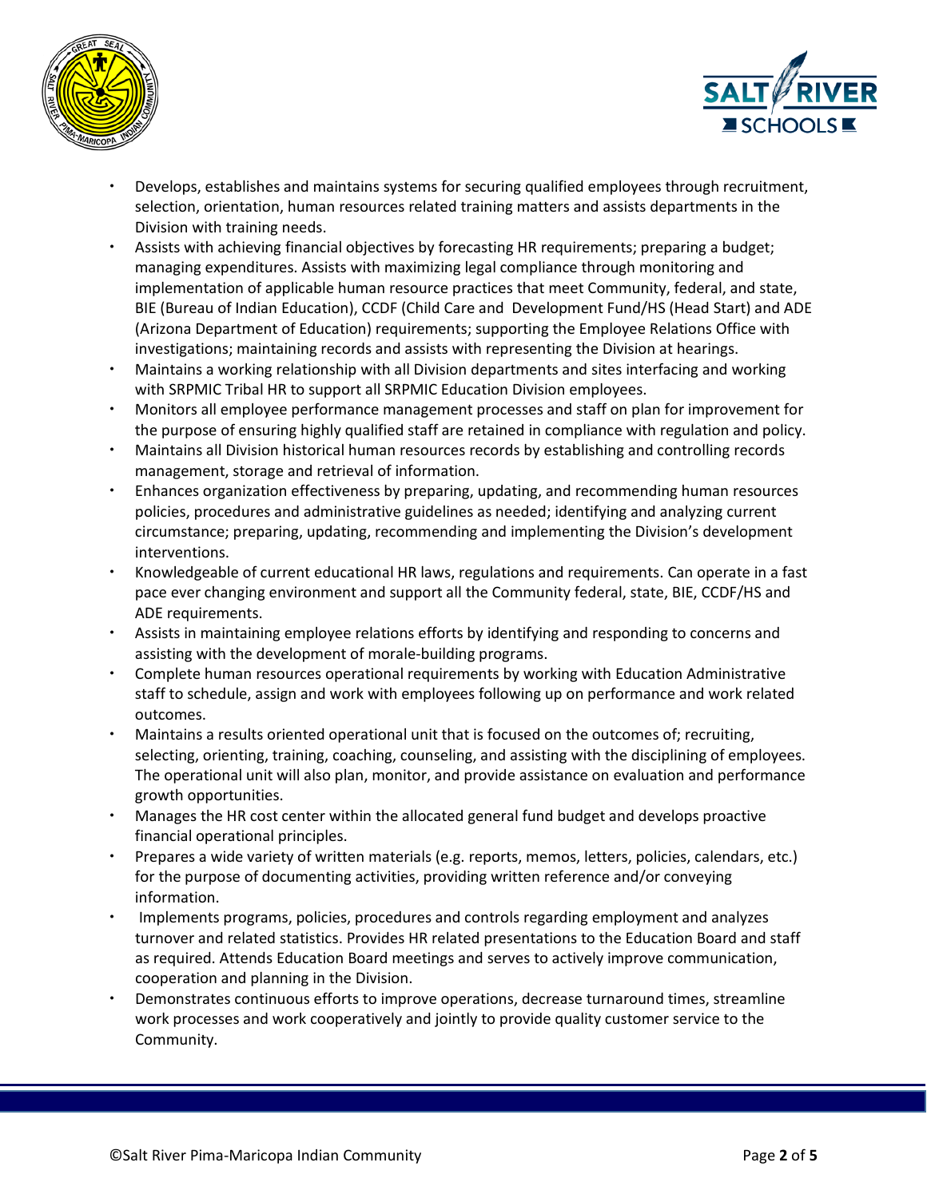- Develops, establishes and maintains systems for securing qualified employees through recruitment, selection, orientation, human resources related training matters and assists departments in the Division with training needs.
- Assists with achieving financial objectives by forecasting HR requirements; preparing a budget; managing expenditures. Assists with maximizing legal compliance through monitoring and implementation of applicable human resource practices that meet Community, federal, and state, BIE (Bureau of Indian Education), CCDF (Child Care and Development Fund/HS (Head Start) and ADE (Arizona Department of Education) requirements; supporting the Employee Relations Office with investigations; maintaining records and assists with representing the Division at hearings.
- Maintains a working relationship with all Division departments and sites interfacing and working with SRPMIC Tribal HR to support all SRPMIC Education Division employees.
- Monitors all employee performance management processes and staff on plan for improvement for the purpose of ensuring highly qualified staff are retained in compliance with regulation and policy.
- Maintains all Division historical human resources records by establishing and controlling records management, storage and retrieval of information.
- Enhances organization effectiveness by preparing, updating, and recommending human resources policies, procedures and administrative guidelines as needed; identifying and analyzing current circumstance; preparing, updating, recommending and implementing the Division's development interventions.
- Knowledgeable of current educational HR laws, regulations and requirements. Can operate in a fast pace ever changing environment and support all the Community federal, state, BIE, CCDF/HS and ADE requirements.
- Assists in maintaining employee relations efforts by identifying and responding to concerns and assisting with the development of morale-building programs.
- Complete human resources operational requirements by working with Education Administrative staff to schedule, assign and work with employees following up on performance and work related outcomes.
- Maintains a results oriented operational unit that is focused on the outcomes of; recruiting, selecting, orienting, training, coaching, counseling, and assisting with the disciplining of employees. The operational unit will also plan, monitor, and provide assistance on evaluation and performance growth opportunities.
- Manages the HR cost center within the allocated general fund budget and develops proactive financial operational principles.
- Prepares a wide variety of written materials (e.g. reports, memos, letters, policies, calendars, etc.) for the purpose of documenting activities, providing written reference and/or conveying information.
- Implements programs, policies, procedures and controls regarding employment and analyzes turnover and related statistics. Provides HR related presentations to the Education Board and staff as required. Attends Education Board meetings and serves to actively improve communication, cooperation and planning in the Division.
- Demonstrates continuous efforts to improve operations, decrease turnaround times, streamline work processes and work cooperatively and jointly to provide quality customer service to the Community.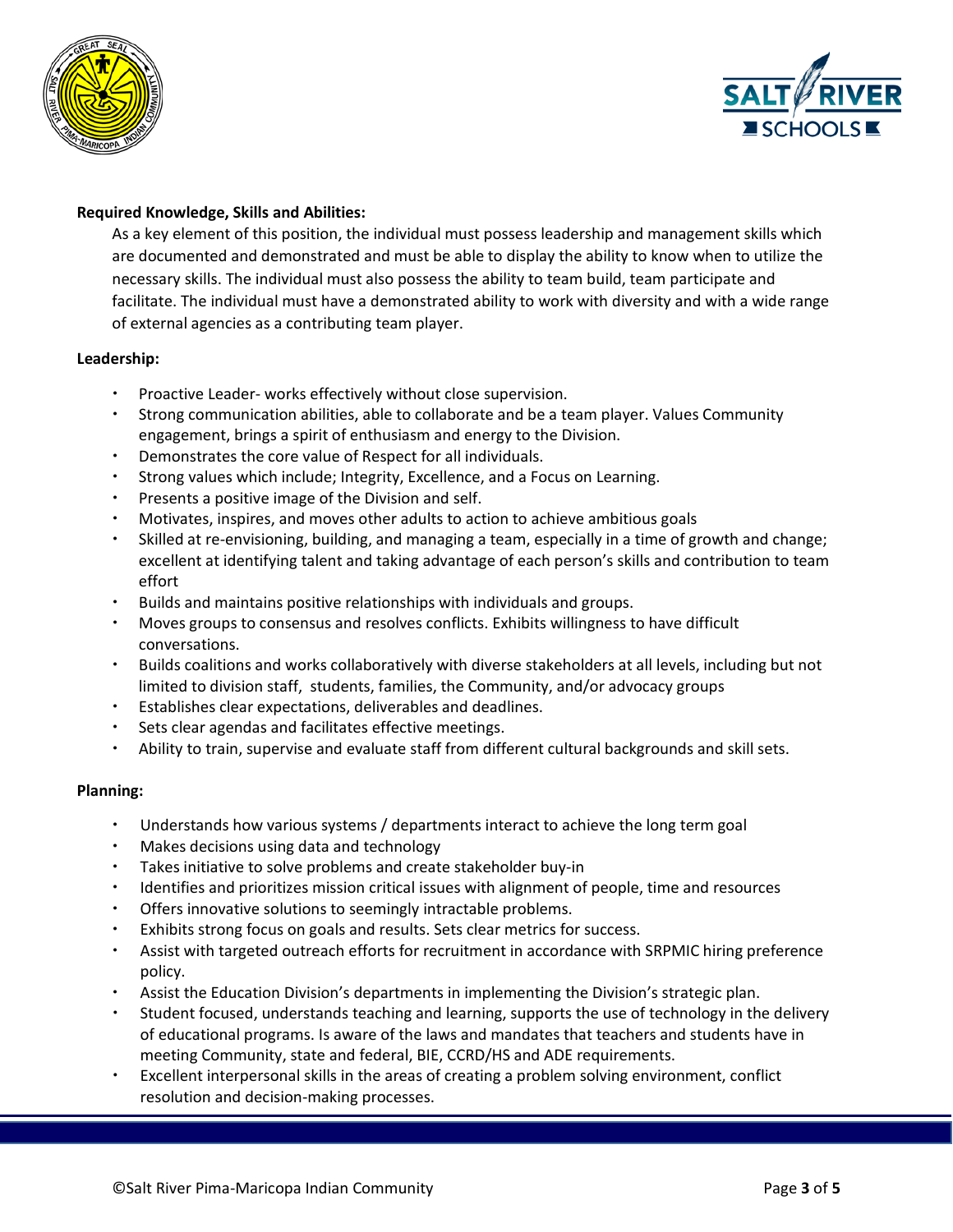**Required Knowledge, Skills and Abilities:**

As a key element of this position, the individual must possess leadership and management skills which are documented and demonstrated and must be able to display the ability to know when to utilize the necessary skills. The individual must also possess the ability to team build, team participate and facilitate. The individual must have a demonstrated ability to work with diversity and with a wide range of external agencies as a contributing team player.

**Leadership:**

- Proactive Leader- works effectively without close supervision.
- Strong communication abilities, able to collaborate and be a team player. Values Community engagement, brings a spirit of enthusiasm and energy to the Division.
- Demonstrates the core value of Respect for all individuals.
- Strong values which include; Integrity, Excellence, and a Focus on Learning.
- Presents a positive image of the Division and self.
- Motivates, inspires, and moves other adults to action to achieve ambitious goals
- Skilled at re-envisioning, building, and managing a team, especially in a time of growth and change; excellent at identifying talent and taking advantage of each person's skills and contribution to team effort
- Builds and maintains positive relationships with individuals and groups.
- Moves groups to consensus and resolves conflicts. Exhibits willingness to have difficult conversations.
- Builds coalitions and works collaboratively with diverse stakeholders at all levels, including but not limited to division staff, students, families, the Community, and/or advocacy groups
- Establishes clear expectations, deliverables and deadlines.
- Sets clear agendas and facilitates effective meetings.
- Ability to train, supervise and evaluate staff from different cultural backgrounds and skill sets.

**Planning:**

- Understands how various systems / departments interact to achieve the long term goal
- Makes decisions using data and technology
- Takes initiative to solve problems and create stakeholder buy-in
- Identifies and prioritizes mission critical issues with alignment of people, time and resources
- Offers innovative solutions to seemingly intractable problems.
- Exhibits strong focus on goals and results. Sets clear metrics for success.
- Assist with targeted outreach efforts for recruitment in accordance with SRPMIC hiring preference policy.
- Assist the Education Division's departments in implementing the Division's strategic plan.
- Student focused, understands teaching and learning, supports the use of technology in the delivery of educational programs. Is aware of the laws and mandates that teachers and students have in meeting Community, state and federal, BIE, CCRD/HS and ADE requirements.
- Excellent interpersonal skills in the areas of creating a problem solving environment, conflict resolution and decision-making processes.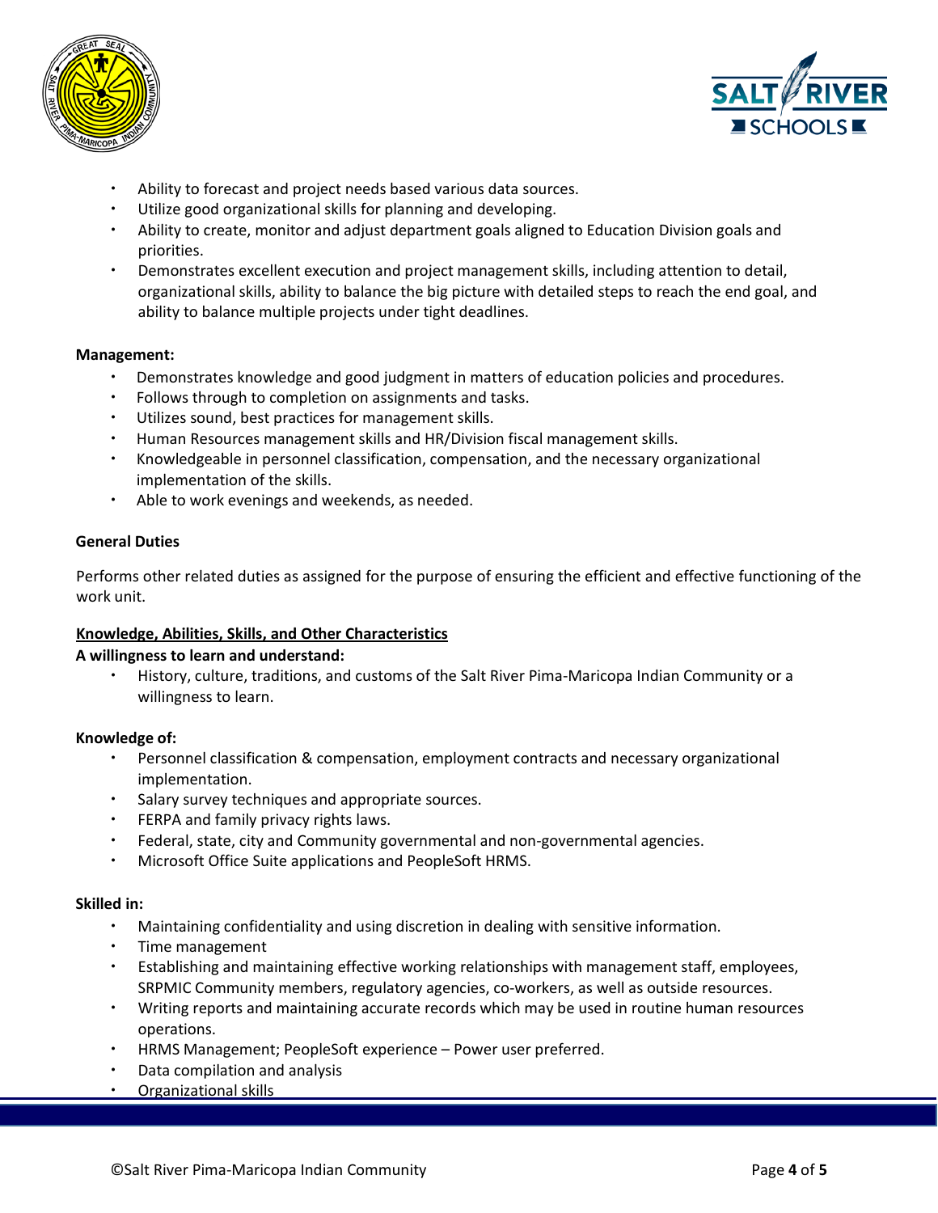- Ability to forecast and project needs based various data sources.
- Utilize good organizational skills for planning and developing.
- Ability to create, monitor and adjust department goals aligned to Education Division goals and priorities.
- Demonstrates excellent execution and project management skills, including attention to detail, organizational skills, ability to balance the big picture with detailed steps to reach the end goal, and ability to balance multiple projects under tight deadlines.

**Management:**

- Demonstrates knowledge and good judgment in matters of education policies and procedures.
- Follows through to completion on assignments and tasks.
- Utilizes sound, best practices for management skills.
- Human Resources management skills and HR/Division fiscal management skills.
- Knowledgeable in personnel classification, compensation, and the necessary organizational implementation of the skills.
- Able to work evenings and weekends, as needed.

**General Duties**

Performs other related duties as assigned for the purpose of ensuring the efficient and effective functioning of the work unit.

**<u>Knowledge, Abilities, Skills, and Other Characteristics</u>**

**A willingness to learn and understand:**

- History, culture, traditions, and customs of the Salt River Pima-Maricopa Indian Community or a willingness to learn.

**Knowledge of:**

- Personnel classification & compensation, employment contracts and necessary organizational implementation.
- Salary survey techniques and appropriate sources.
- FERPA and family privacy rights laws.
- Federal, state, city and Community governmental and non-governmental agencies.
- Microsoft Office Suite applications and PeopleSoft HRMS.

**Skilled in:**

- Maintaining confidentiality and using discretion in dealing with sensitive information.
- Time management
- Establishing and maintaining effective working relationships with management staff, employees, SRPMIC Community members, regulatory agencies, co-workers, as well as outside resources.
- Writing reports and maintaining accurate records which may be used in routine human resources operations.
- HRMS Management; PeopleSoft experience – Power user preferred.
- Data compilation and analysis
- Organizational skills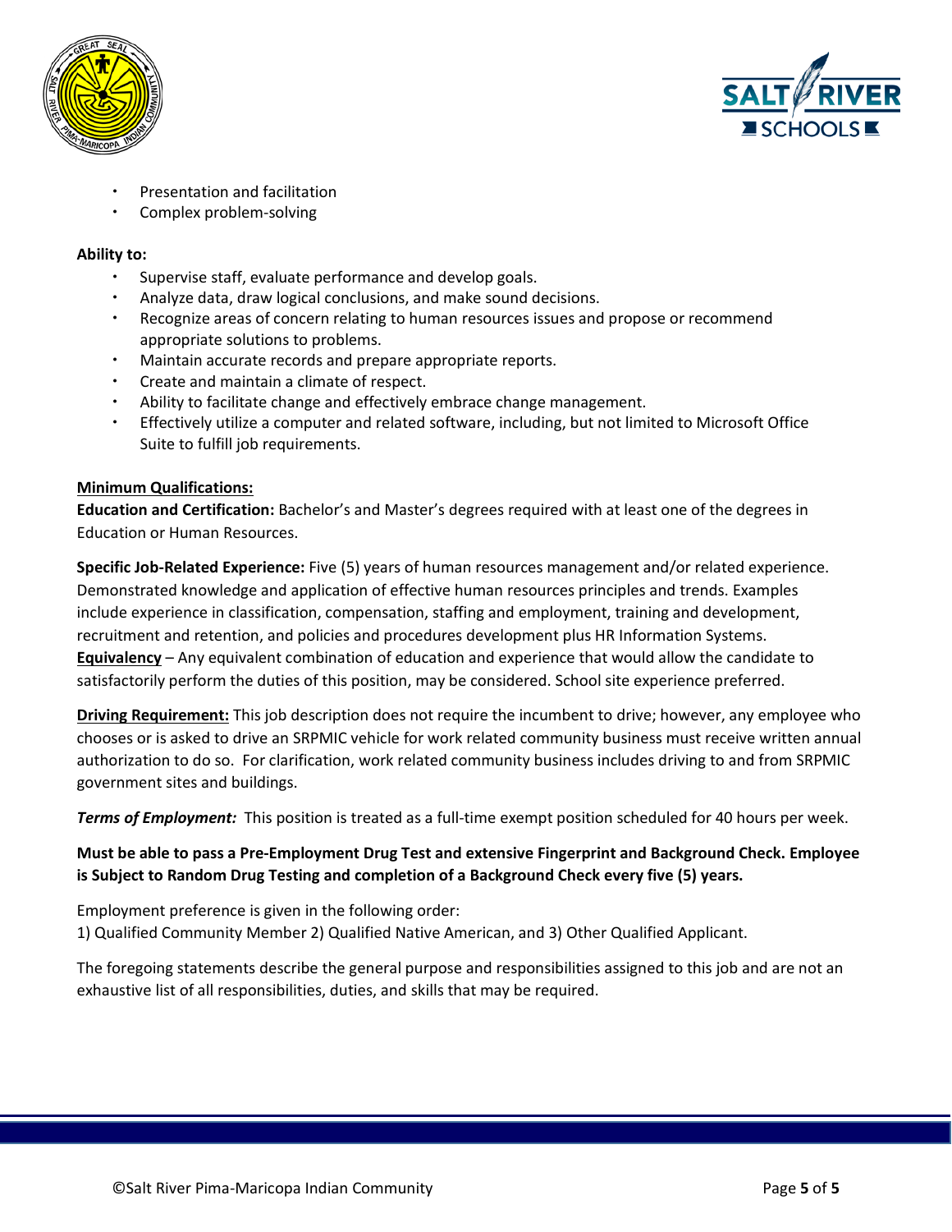- Presentation and facilitation
- Complex problem-solving

**Ability to:**

- Supervise staff, evaluate performance and develop goals.
- Analyze data, draw logical conclusions, and make sound decisions.
- Recognize areas of concern relating to human resources issues and propose or recommend appropriate solutions to problems.
- Maintain accurate records and prepare appropriate reports.
- Create and maintain a climate of respect.
- Ability to facilitate change and effectively embrace change management.
- Effectively utilize a computer and related software, including, but not limited to Microsoft Office Suite to fulfill job requirements.

**Minimum Qualifications:**

**Education and Certification:** Bachelor's and Master's degrees required with at least one of the degrees in Education or Human Resources.

**Specific Job-Related Experience:** Five (5) years of human resources management and/or related experience. Demonstrated knowledge and application of effective human resources principles and trends. Examples include experience in classification, compensation, staffing and employment, training and development, recruitment and retention, and policies and procedures development plus HR Information Systems.
**Equivalency** – Any equivalent combination of education and experience that would allow the candidate to satisfactorily perform the duties of this position, may be considered. School site experience preferred.

**Driving Requirement:** This job description does not require the incumbent to drive; however, any employee who chooses or is asked to drive an SRPMIC vehicle for work related community business must receive written annual authorization to do so. For clarification, work related community business includes driving to and from SRPMIC government sites and buildings.

***Terms of Employment:*** This position is treated as a full-time exempt position scheduled for 40 hours per week.

**Must be able to pass a Pre-Employment Drug Test and extensive Fingerprint and Background Check. Employee is Subject to Random Drug Testing and completion of a Background Check every five (5) years.**

Employment preference is given in the following order:
1) Qualified Community Member 2) Qualified Native American, and 3) Other Qualified Applicant.

The foregoing statements describe the general purpose and responsibilities assigned to this job and are not an exhaustive list of all responsibilities, duties, and skills that may be required.